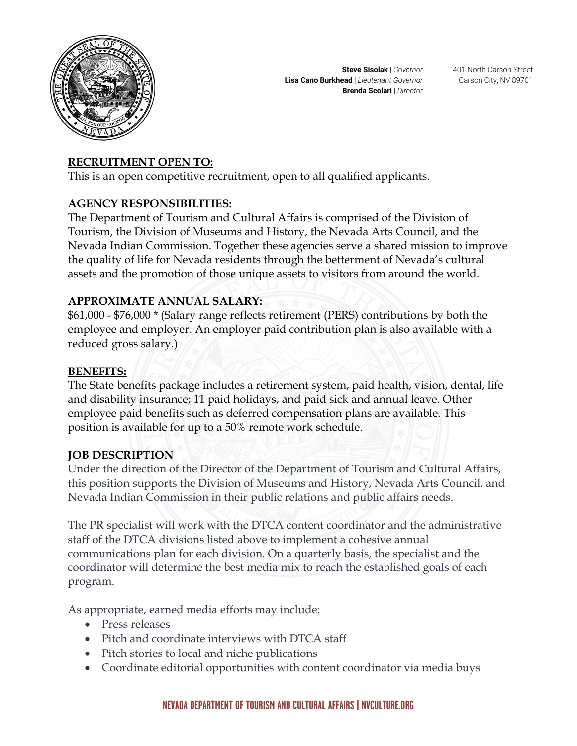**Steve Sisolak** | *Governor*
**Lisa Cano Burkhead** | *Lieutenant Governor*
**Brenda Scolari** | *Director*

401 North Carson Street
Carson City, NV 89701

## RECRUITMENT OPEN TO:

This is an open competitive recruitment, open to all qualified applicants.

## AGENCY RESPONSIBILITIES:

The Department of Tourism and Cultural Affairs is comprised of the Division of Tourism, the Division of Museums and History, the Nevada Arts Council, and the Nevada Indian Commission. Together these agencies serve a shared mission to improve the quality of life for Nevada residents through the betterment of Nevada's cultural assets and the promotion of those unique assets to visitors from around the world.

## APPROXIMATE ANNUAL SALARY:

$61,000 - $76,000 * (Salary range reflects retirement (PERS) contributions by both the employee and employer. An employer paid contribution plan is also available with a reduced gross salary.)

## BENEFITS:

The State benefits package includes a retirement system, paid health, vision, dental, life and disability insurance; 11 paid holidays, and paid sick and annual leave. Other employee paid benefits such as deferred compensation plans are available. This position is available for up to a 50% remote work schedule.

## JOB DESCRIPTION

Under the direction of the Director of the Department of Tourism and Cultural Affairs, this position supports the Division of Museums and History, Nevada Arts Council, and Nevada Indian Commission in their public relations and public affairs needs.

The PR specialist will work with the DTCA content coordinator and the administrative staff of the DTCA divisions listed above to implement a cohesive annual communications plan for each division. On a quarterly basis, the specialist and the coordinator will determine the best media mix to reach the established goals of each program.

As appropriate, earned media efforts may include:

- Press releases
- Pitch and coordinate interviews with DTCA staff
- Pitch stories to local and niche publications
- Coordinate editorial opportunities with content coordinator via media buys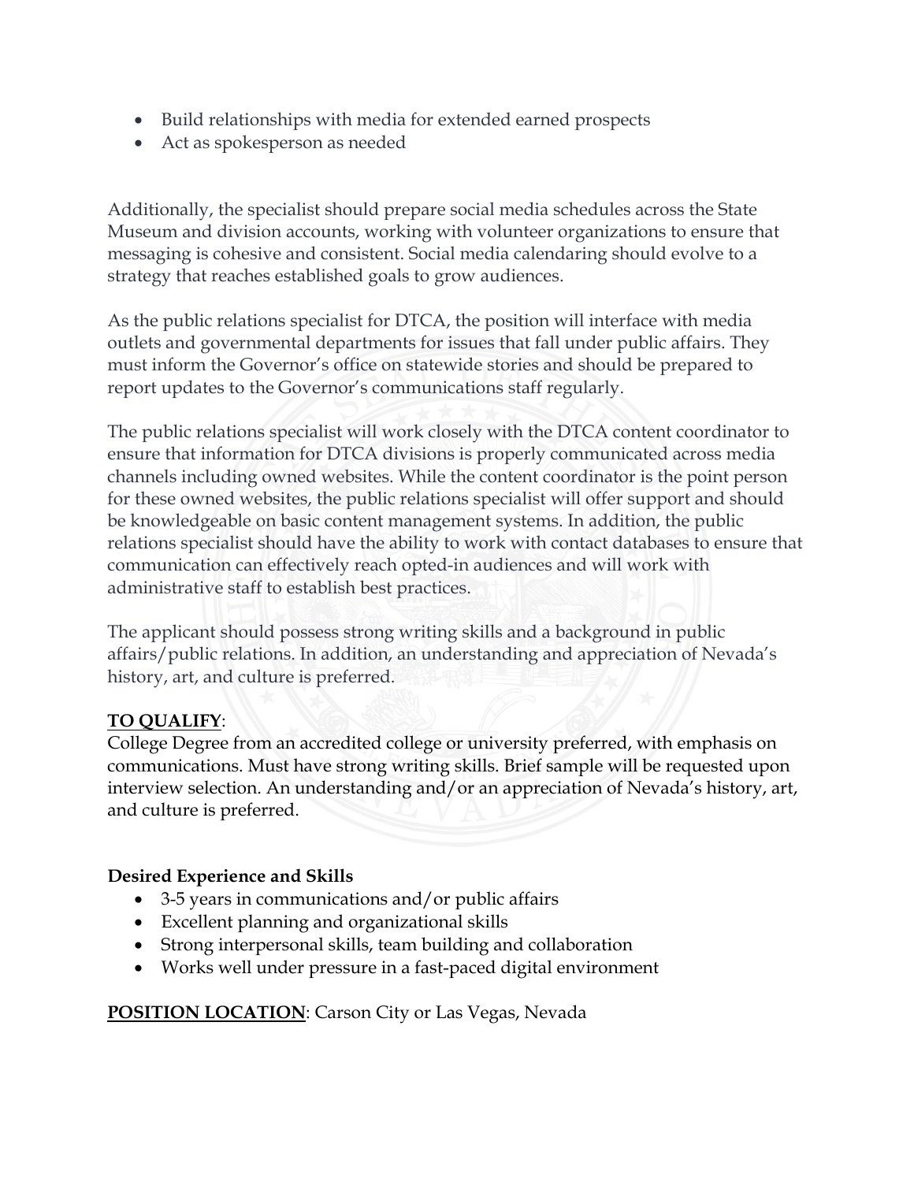- Build relationships with media for extended earned prospects
- Act as spokesperson as needed

Additionally, the specialist should prepare social media schedules across the State Museum and division accounts, working with volunteer organizations to ensure that messaging is cohesive and consistent. Social media calendaring should evolve to a strategy that reaches established goals to grow audiences.

As the public relations specialist for DTCA, the position will interface with media outlets and governmental departments for issues that fall under public affairs. They must inform the Governor's office on statewide stories and should be prepared to report updates to the Governor's communications staff regularly.

The public relations specialist will work closely with the DTCA content coordinator to ensure that information for DTCA divisions is properly communicated across media channels including owned websites. While the content coordinator is the point person for these owned websites, the public relations specialist will offer support and should be knowledgeable on basic content management systems. In addition, the public relations specialist should have the ability to work with contact databases to ensure that communication can effectively reach opted-in audiences and will work with administrative staff to establish best practices.

The applicant should possess strong writing skills and a background in public affairs/public relations. In addition, an understanding and appreciation of Nevada's history, art, and culture is preferred.

**TO QUALIFY**:
College Degree from an accredited college or university preferred, with emphasis on communications. Must have strong writing skills. Brief sample will be requested upon interview selection. An understanding and/or an appreciation of Nevada's history, art, and culture is preferred.

**Desired Experience and Skills**

- 3-5 years in communications and/or public affairs
- Excellent planning and organizational skills
- Strong interpersonal skills, team building and collaboration
- Works well under pressure in a fast-paced digital environment

**POSITION LOCATION**: Carson City or Las Vegas, Nevada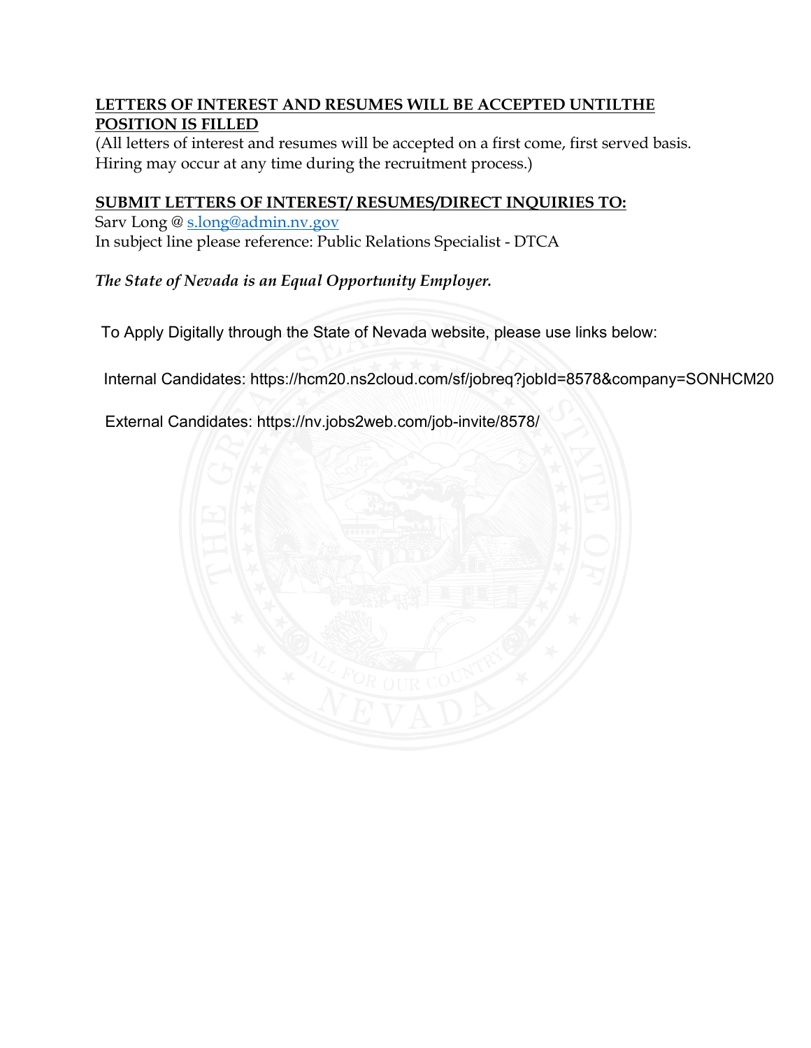**LETTERS OF INTEREST AND RESUMES WILL BE ACCEPTED UNTILTHE POSITION IS FILLED**

(All letters of interest and resumes will be accepted on a first come, first served basis. Hiring may occur at any time during the recruitment process.)

**SUBMIT LETTERS OF INTEREST/ RESUMES/DIRECT INQUIRIES TO:**

Sarv Long @ s.long@admin.nv.gov

In subject line please reference: Public Relations Specialist - DTCA

***The State of Nevada is an Equal Opportunity Employer.***

To Apply Digitally through the State of Nevada website, please use links below:

Internal Candidates: https://hcm20.ns2cloud.com/sf/jobreq?jobId=8578&company=SONHCM20

External Candidates: https://nv.jobs2web.com/job-invite/8578/